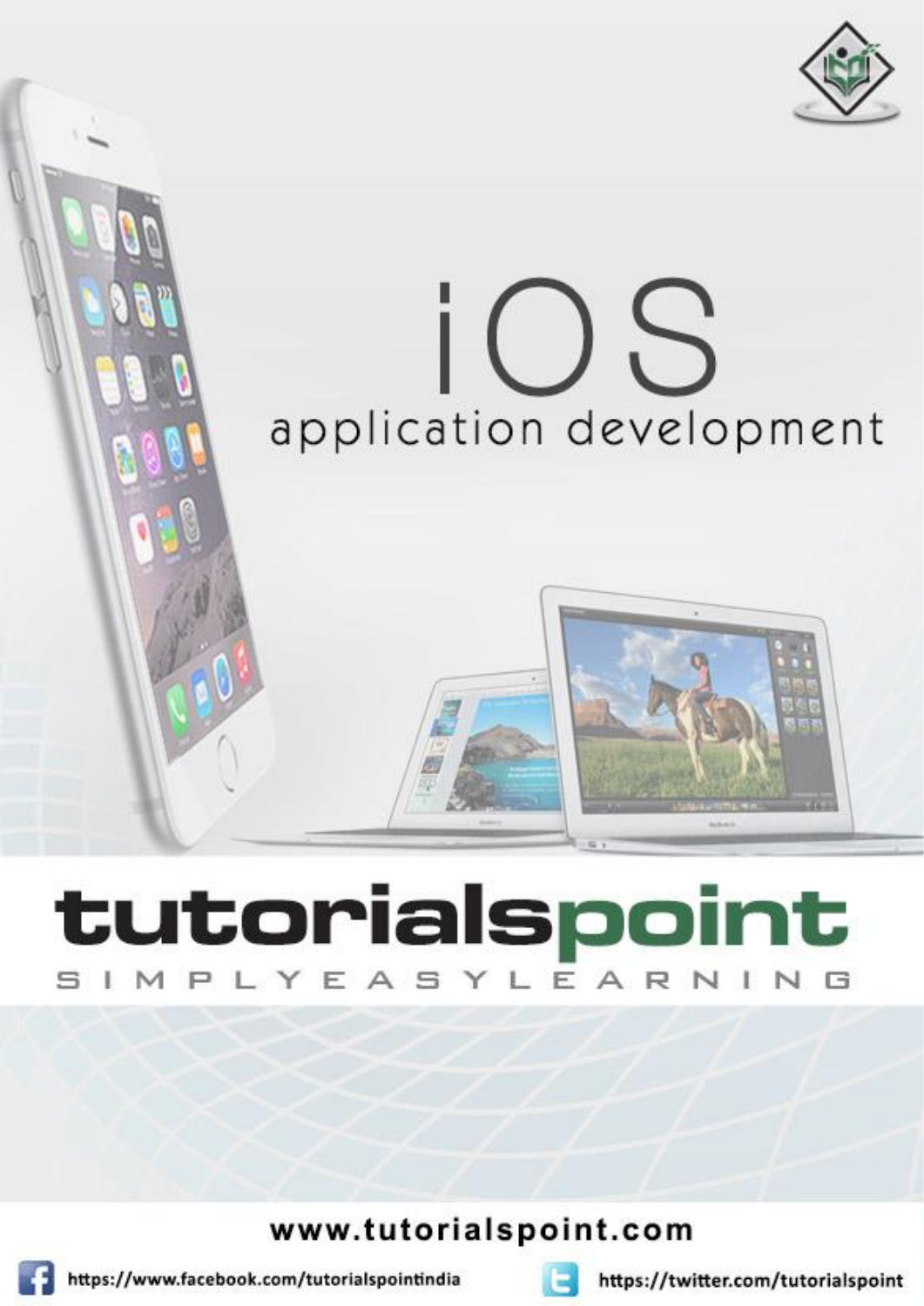# iOS

## application development

# tutorialspoint

SIMPLYEASYLEARNING

www.tutorialspoint.com

https://www.facebook.com/tutorialspointindia

https://twitter.com/tutorialspoint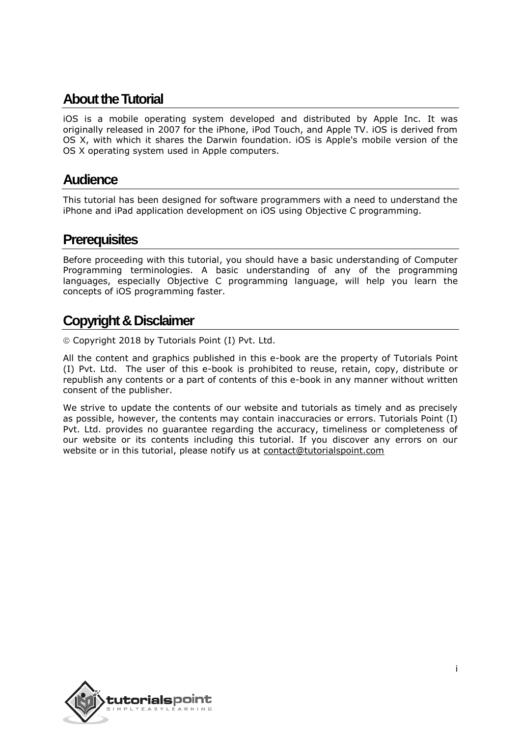## About the Tutorial

iOS is a mobile operating system developed and distributed by Apple Inc. It was originally released in 2007 for the iPhone, iPod Touch, and Apple TV. iOS is derived from OS X, with which it shares the Darwin foundation. iOS is Apple's mobile version of the OS X operating system used in Apple computers.

## Audience

This tutorial has been designed for software programmers with a need to understand the iPhone and iPad application development on iOS using Objective C programming.

## Prerequisites

Before proceeding with this tutorial, you should have a basic understanding of Computer Programming terminologies. A basic understanding of any of the programming languages, especially Objective C programming language, will help you learn the concepts of iOS programming faster.

## Copyright & Disclaimer

© Copyright 2018 by Tutorials Point (I) Pvt. Ltd.

All the content and graphics published in this e-book are the property of Tutorials Point (I) Pvt. Ltd. The user of this e-book is prohibited to reuse, retain, copy, distribute or republish any contents or a part of contents of this e-book in any manner without written consent of the publisher.

We strive to update the contents of our website and tutorials as timely and as precisely as possible, however, the contents may contain inaccuracies or errors. Tutorials Point (I) Pvt. Ltd. provides no guarantee regarding the accuracy, timeliness or completeness of our website or its contents including this tutorial. If you discover any errors on our website or in this tutorial, please notify us at contact@tutorialspoint.com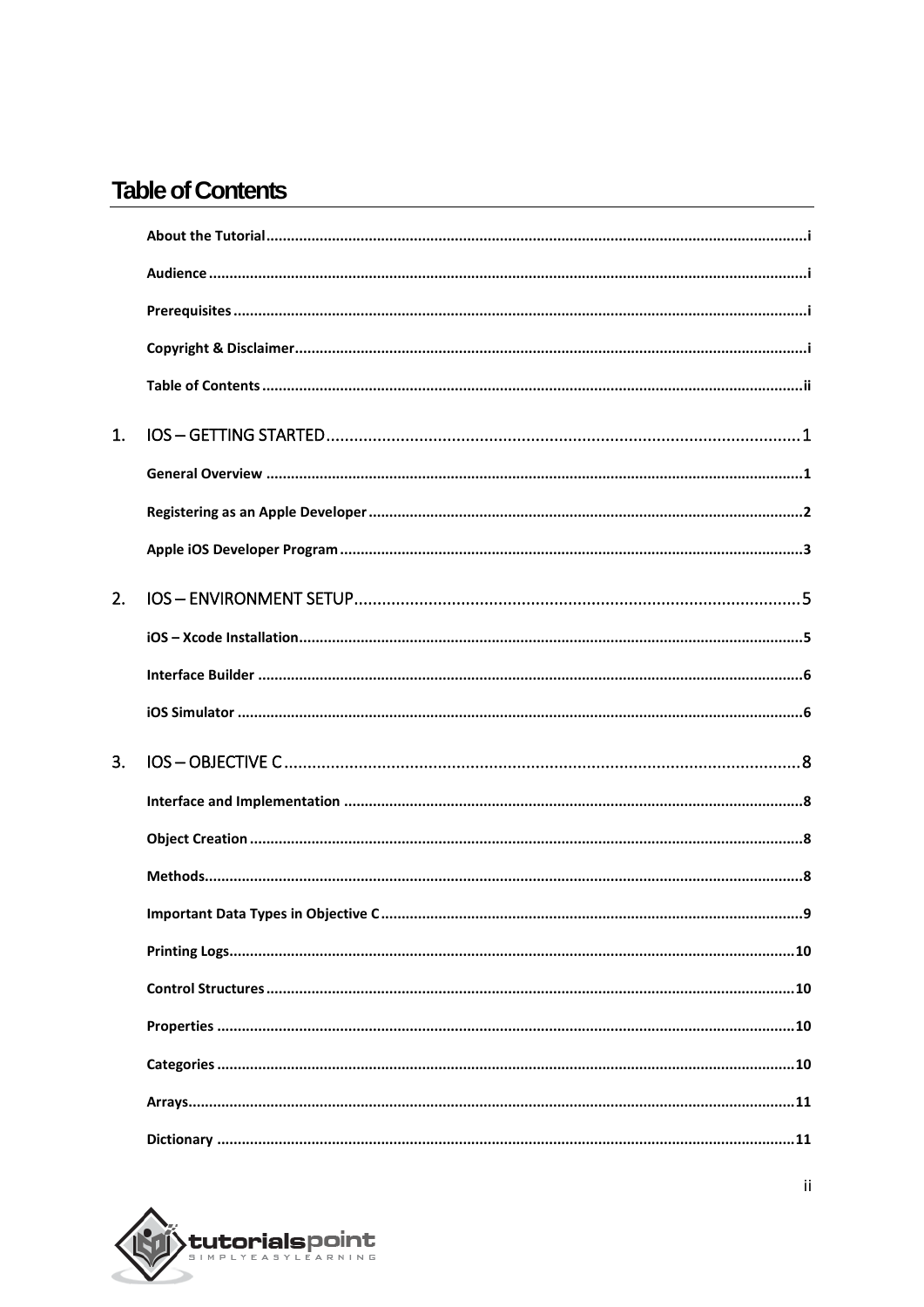# Table of Contents

- About the Tutorial ..... i
- Audience ..... i
- Prerequisites ..... i
- Copyright & Disclaimer ..... i
- Table of Contents ..... ii

**1. IOS – GETTING STARTED ..... 1**

- General Overview ..... 1
- Registering as an Apple Developer ..... 2
- Apple iOS Developer Program ..... 3

**2. IOS – ENVIRONMENT SETUP ..... 5**

- iOS – Xcode Installation ..... 5
- Interface Builder ..... 6
- iOS Simulator ..... 6

**3. IOS – OBJECTIVE C ..... 8**

- Interface and Implementation ..... 8
- Object Creation ..... 8
- Methods ..... 8
- Important Data Types in Objective C ..... 9
- Printing Logs ..... 10
- Control Structures ..... 10
- Properties ..... 10
- Categories ..... 10
- Arrays ..... 11
- Dictionary ..... 11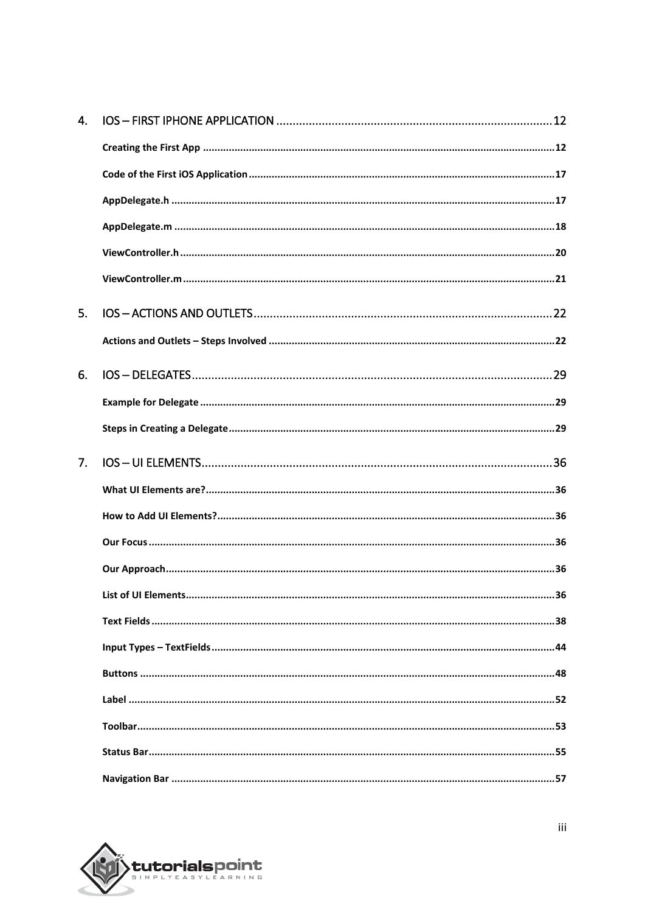4. IOS – FIRST IPHONE APPLICATION .................................................................................... 12

**Creating the First App** .......................................................................................................... 12

**Code of the First iOS Application** .......................................................................................... 17

**AppDelegate.h** ..................................................................................................................... 17

**AppDelegate.m** .................................................................................................................... 18

**ViewController.h** .................................................................................................................. 20

**ViewController.m** ................................................................................................................. 21

5. IOS – ACTIONS AND OUTLETS ........................................................................................... 22

**Actions and Outlets – Steps Involved** .................................................................................... 22

6. IOS – DELEGATES .............................................................................................................. 29

**Example for Delegate** ........................................................................................................... 29

**Steps in Creating a Delegate** ................................................................................................. 29

7. IOS – UI ELEMENTS ........................................................................................................... 36

**What UI Elements are?** ......................................................................................................... 36

**How to Add UI Elements?** ..................................................................................................... 36

**Our Focus** ............................................................................................................................ 36

**Our Approach** ....................................................................................................................... 36

**List of UI Elements** ................................................................................................................ 36

**Text Fields** ........................................................................................................................... 38

**Input Types – TextFields** ....................................................................................................... 44

**Buttons** ............................................................................................................................... 48

**Label** .................................................................................................................................. 52

**Toolbar** ................................................................................................................................ 53

**Status Bar** ............................................................................................................................ 55

**Navigation Bar** ..................................................................................................................... 57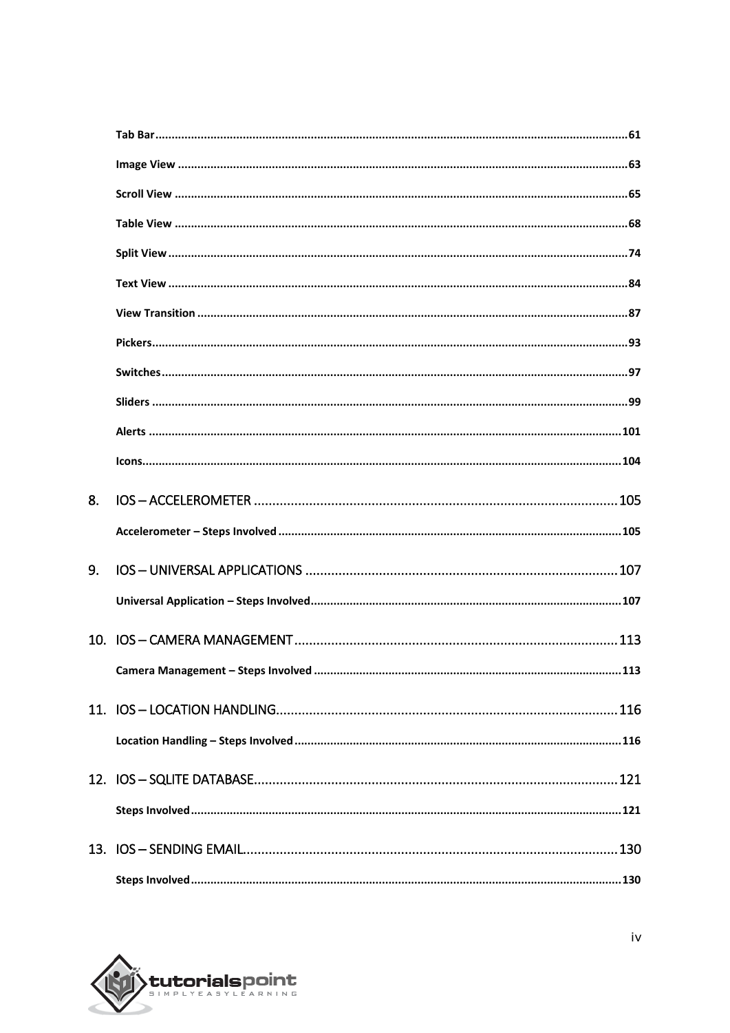Tab Bar ......................................................................................................................................... 61

Image View .................................................................................................................................. 63

Scroll View ................................................................................................................................... 65

Table View ................................................................................................................................... 68

Split View ..................................................................................................................................... 74

Text View ..................................................................................................................................... 84

View Transition ............................................................................................................................ 87

Pickers .......................................................................................................................................... 93

Switches ....................................................................................................................................... 97

Sliders .......................................................................................................................................... 99

Alerts .......................................................................................................................................... 101

Icons ............................................................................................................................................ 104

8. IOS – ACCELEROMETER ........................................................................................... 105

Accelerometer – Steps Involved ................................................................................................ 105

9. IOS – UNIVERSAL APPLICATIONS ........................................................................... 107

Universal Application – Steps Involved ...................................................................................... 107

10. IOS – CAMERA MANAGEMENT ............................................................................. 113

Camera Management – Steps Involved ..................................................................................... 113

11. IOS – LOCATION HANDLING .................................................................................. 116

Location Handling – Steps Involved ........................................................................................... 116

12. IOS – SQLITE DATABASE ......................................................................................... 121

Steps Involved ........................................................................................................................... 121

13. IOS – SENDING EMAIL ............................................................................................ 130

Steps Involved ........................................................................................................................... 130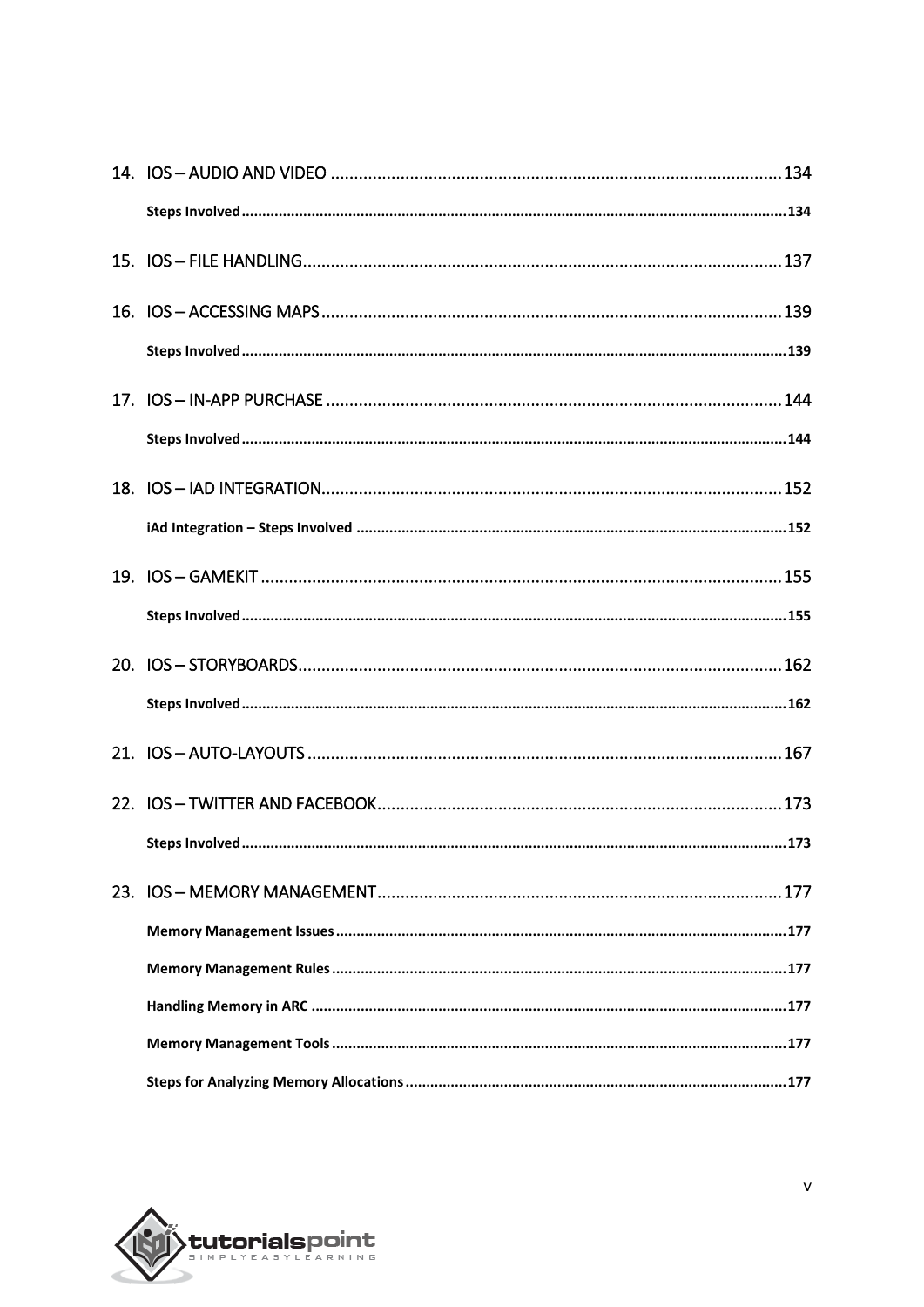14. IOS – AUDIO AND VIDEO ............................................................................................ 134

    **Steps Involved** ........................................................................................................ 134

15. IOS – FILE HANDLING.................................................................................................. 137

16. IOS – ACCESSING MAPS .............................................................................................. 139

    **Steps Involved** ........................................................................................................ 139

17. IOS – IN-APP PURCHASE ............................................................................................. 144

    **Steps Involved** ........................................................................................................ 144

18. IOS – IAD INTEGRATION.............................................................................................. 152

    **iAd Integration – Steps Involved** ............................................................................. 152

19. IOS – GAMEKIT ........................................................................................................... 155

    **Steps Involved** ........................................................................................................ 155

20. IOS – STORYBOARDS................................................................................................... 162

    **Steps Involved** ........................................................................................................ 162

21. IOS – AUTO-LAYOUTS ................................................................................................. 167

22. IOS – TWITTER AND FACEBOOK................................................................................... 173

    **Steps Involved** ........................................................................................................ 173

23. IOS – MEMORY MANAGEMENT................................................................................... 177

    **Memory Management Issues** .................................................................................. 177

    **Memory Management Rules** ................................................................................... 177

    **Handling Memory in ARC** ........................................................................................ 177

    **Memory Management Tools** ................................................................................... 177

    **Steps for Analyzing Memory Allocations** ................................................................. 177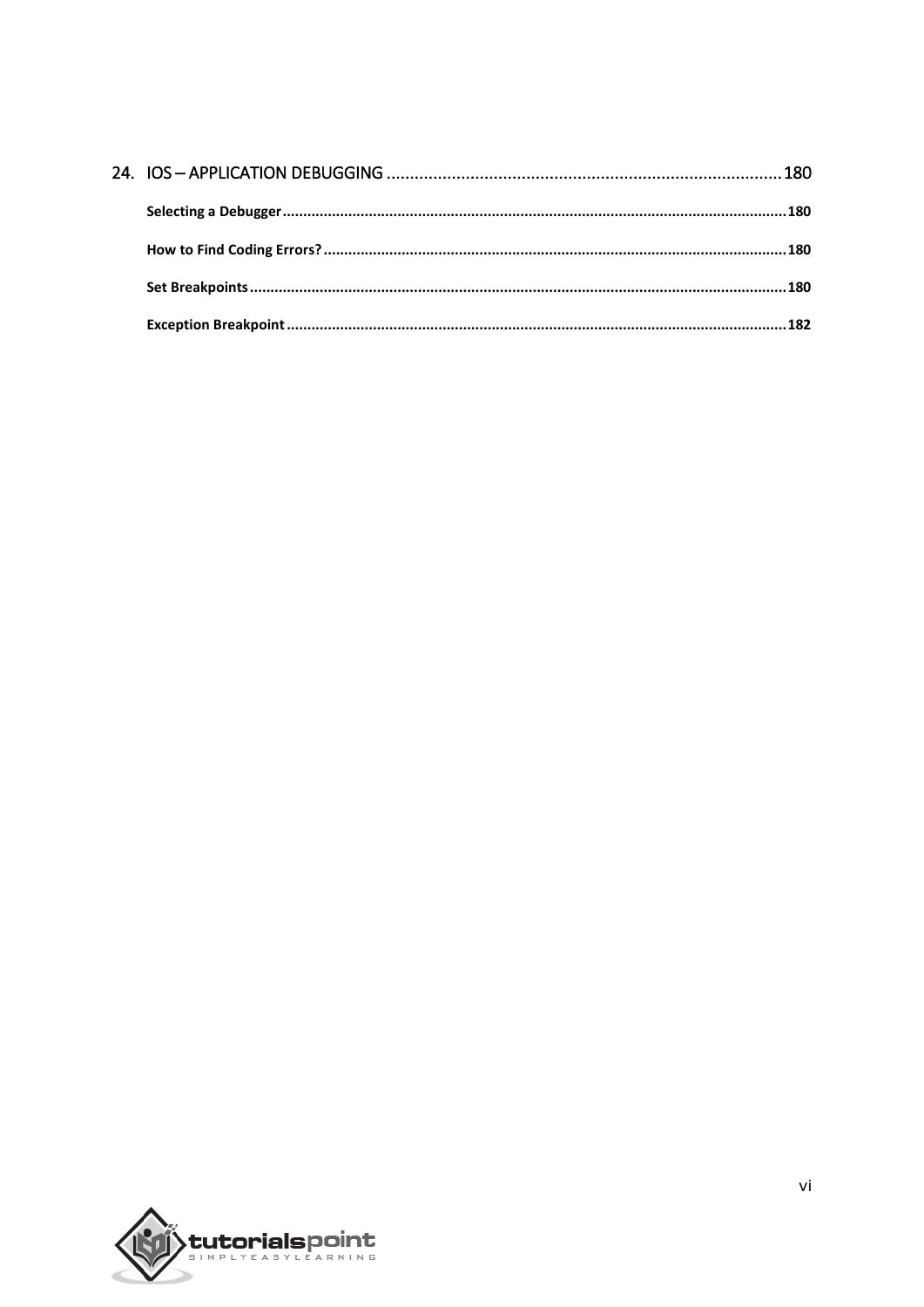24. IOS – APPLICATION DEBUGGING ..................................................................................... 180

**Selecting a Debugger** ................................................................................................................ 180

**How to Find Coding Errors?** ..................................................................................................... 180

**Set Breakpoints** ........................................................................................................................ 180

**Exception Breakpoint** ............................................................................................................... 182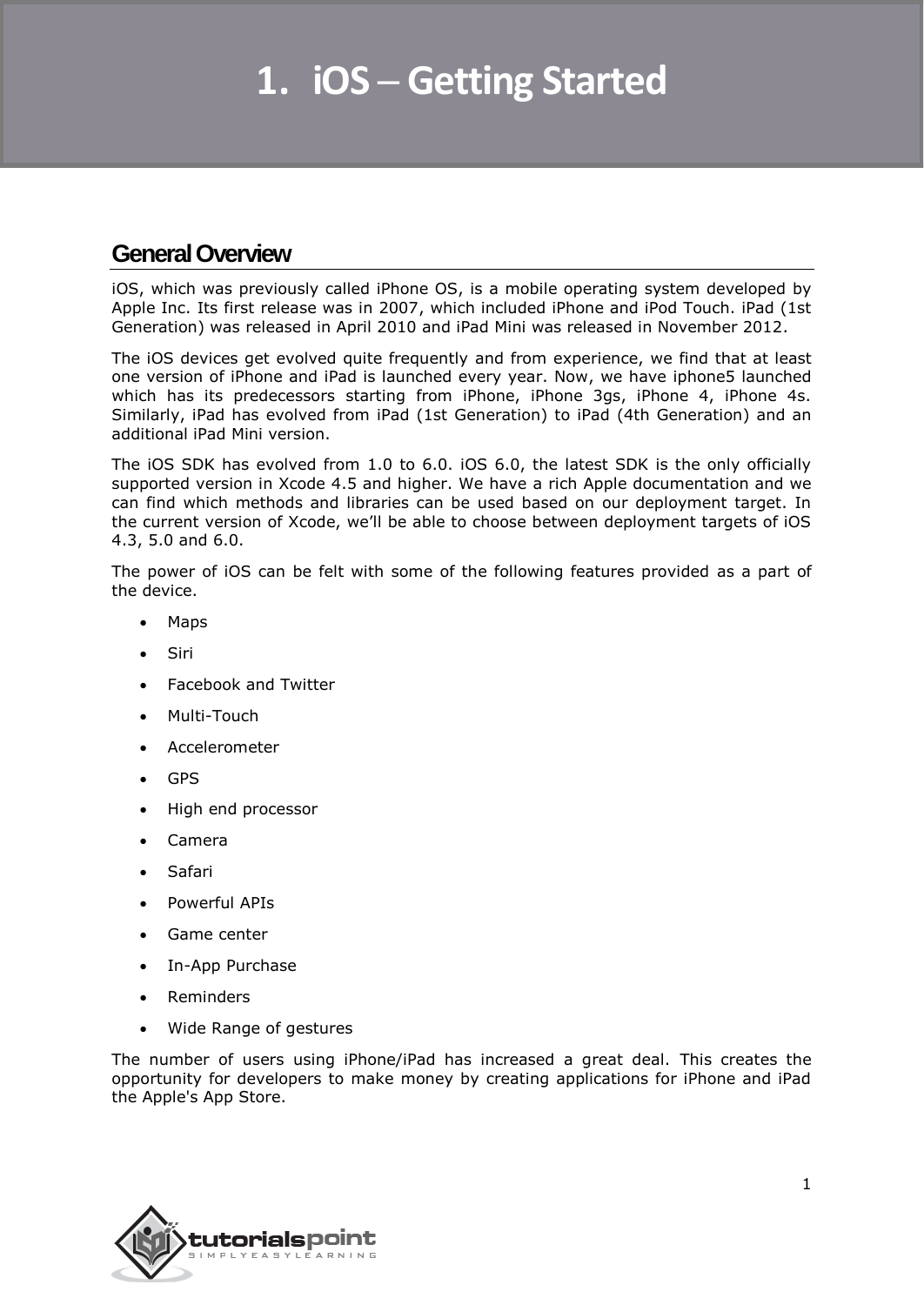# 1. iOS – Getting Started

## General Overview

iOS, which was previously called iPhone OS, is a mobile operating system developed by Apple Inc. Its first release was in 2007, which included iPhone and iPod Touch. iPad (1st Generation) was released in April 2010 and iPad Mini was released in November 2012.

The iOS devices get evolved quite frequently and from experience, we find that at least one version of iPhone and iPad is launched every year. Now, we have iphone5 launched which has its predecessors starting from iPhone, iPhone 3gs, iPhone 4, iPhone 4s. Similarly, iPad has evolved from iPad (1st Generation) to iPad (4th Generation) and an additional iPad Mini version.

The iOS SDK has evolved from 1.0 to 6.0. iOS 6.0, the latest SDK is the only officially supported version in Xcode 4.5 and higher. We have a rich Apple documentation and we can find which methods and libraries can be used based on our deployment target. In the current version of Xcode, we'll be able to choose between deployment targets of iOS 4.3, 5.0 and 6.0.

The power of iOS can be felt with some of the following features provided as a part of the device.

- Maps
- Siri
- Facebook and Twitter
- Multi-Touch
- Accelerometer
- GPS
- High end processor
- Camera
- Safari
- Powerful APIs
- Game center
- In-App Purchase
- Reminders
- Wide Range of gestures

The number of users using iPhone/iPad has increased a great deal. This creates the opportunity for developers to make money by creating applications for iPhone and iPad the Apple's App Store.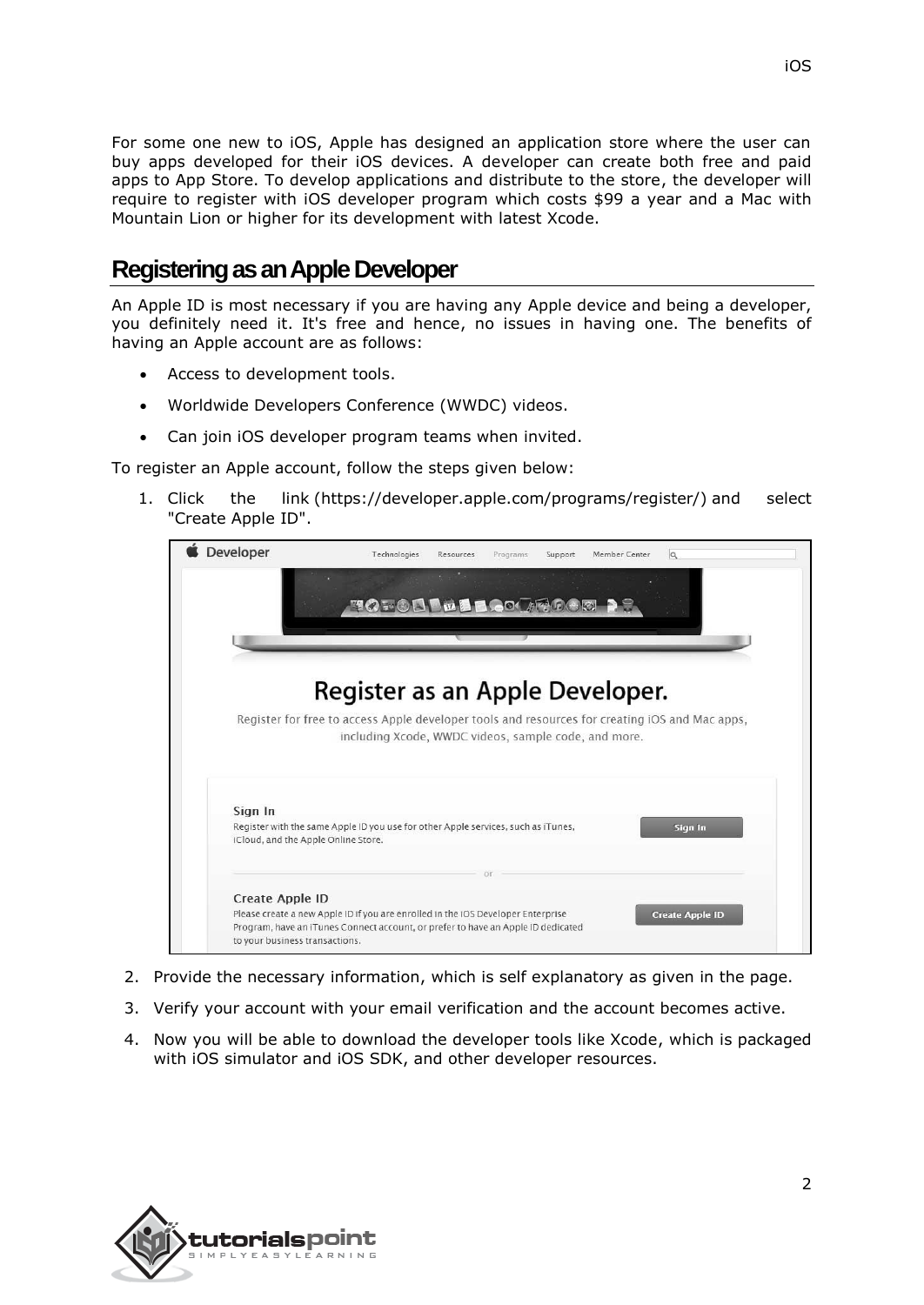For some one new to iOS, Apple has designed an application store where the user can buy apps developed for their iOS devices. A developer can create both free and paid apps to App Store. To develop applications and distribute to the store, the developer will require to register with iOS developer program which costs $99 a year and a Mac with Mountain Lion or higher for its development with latest Xcode.

## Registering as an Apple Developer

An Apple ID is most necessary if you are having any Apple device and being a developer, you definitely need it. It's free and hence, no issues in having one. The benefits of having an Apple account are as follows:

- Access to development tools.
- Worldwide Developers Conference (WWDC) videos.
- Can join iOS developer program teams when invited.

To register an Apple account, follow the steps given below:

1. Click the link (https://developer.apple.com/programs/register/) and select "Create Apple ID".

2. Provide the necessary information, which is self explanatory as given in the page.

3. Verify your account with your email verification and the account becomes active.

4. Now you will be able to download the developer tools like Xcode, which is packaged with iOS simulator and iOS SDK, and other developer resources.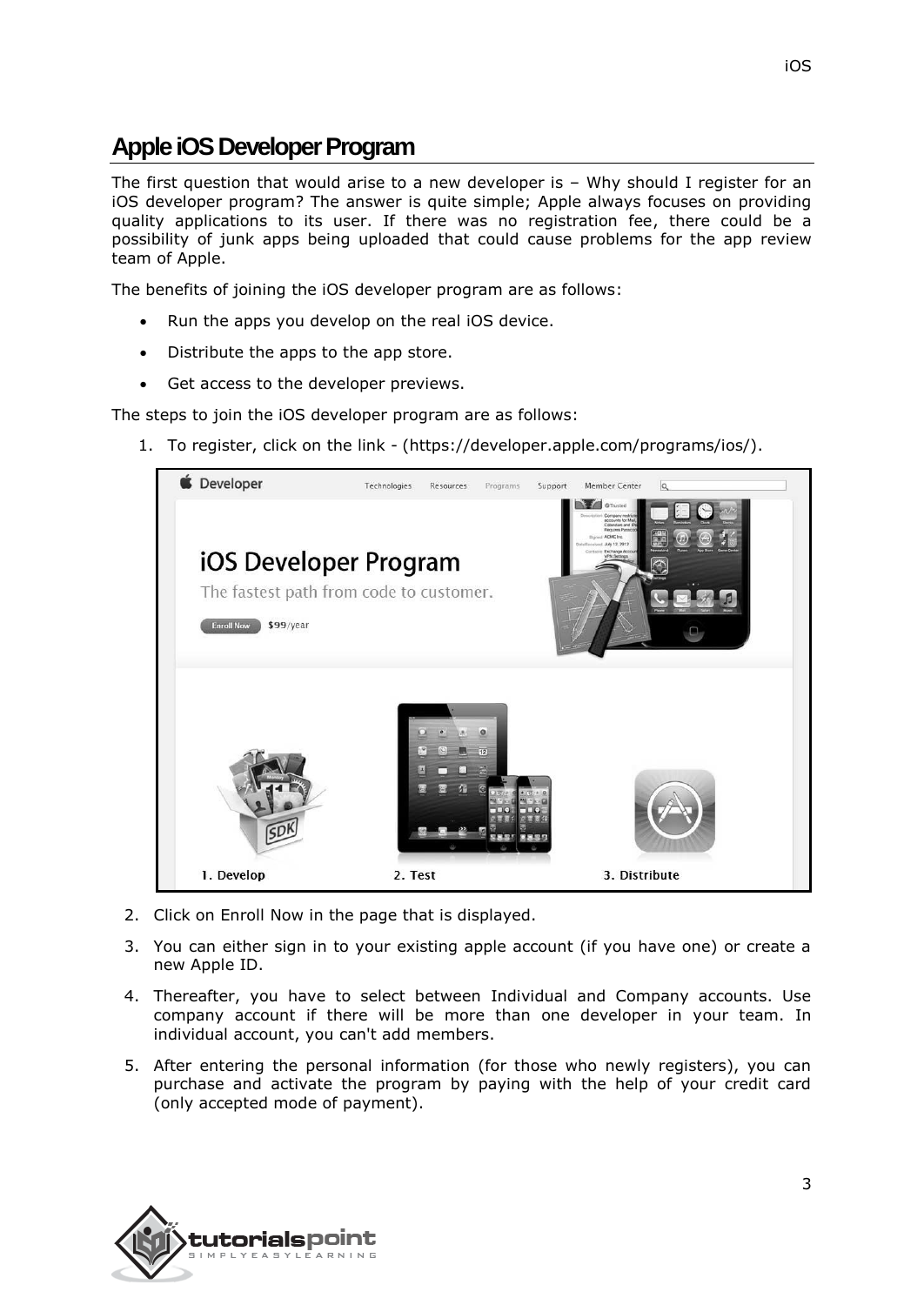## Apple iOS Developer Program

The first question that would arise to a new developer is – Why should I register for an iOS developer program? The answer is quite simple; Apple always focuses on providing quality applications to its user. If there was no registration fee, there could be a possibility of junk apps being uploaded that could cause problems for the app review team of Apple.

The benefits of joining the iOS developer program are as follows:

- Run the apps you develop on the real iOS device.
- Distribute the apps to the app store.
- Get access to the developer previews.

The steps to join the iOS developer program are as follows:

1. To register, click on the link - (https://developer.apple.com/programs/ios/).
2. Click on Enroll Now in the page that is displayed.
3. You can either sign in to your existing apple account (if you have one) or create a new Apple ID.
4. Thereafter, you have to select between Individual and Company accounts. Use company account if there will be more than one developer in your team. In individual account, you can't add members.
5. After entering the personal information (for those who newly registers), you can purchase and activate the program by paying with the help of your credit card (only accepted mode of payment).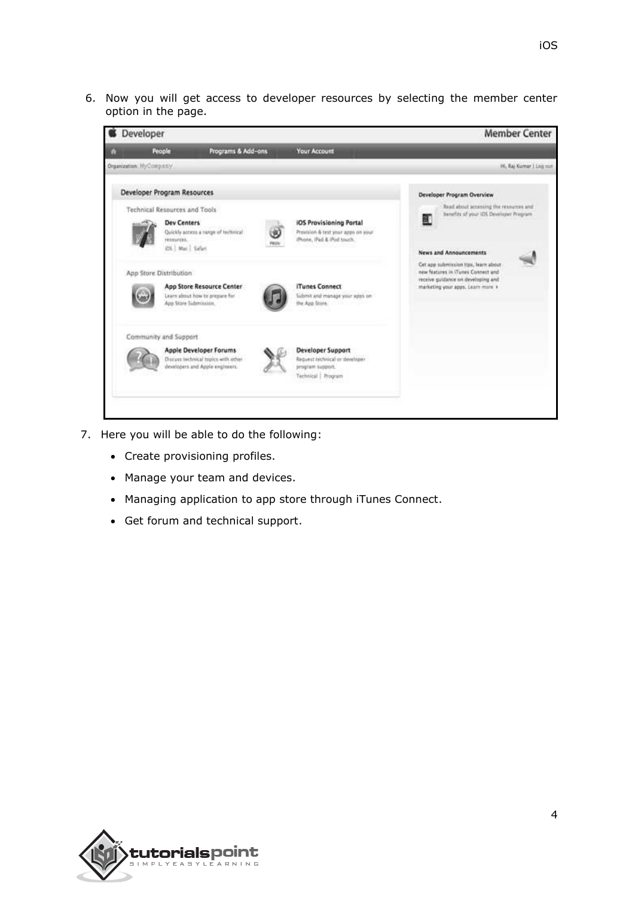6. Now you will get access to developer resources by selecting the member center option in the page.

7. Here you will be able to do the following:

   - Create provisioning profiles.
   - Manage your team and devices.
   - Managing application to app store through iTunes Connect.
   - Get forum and technical support.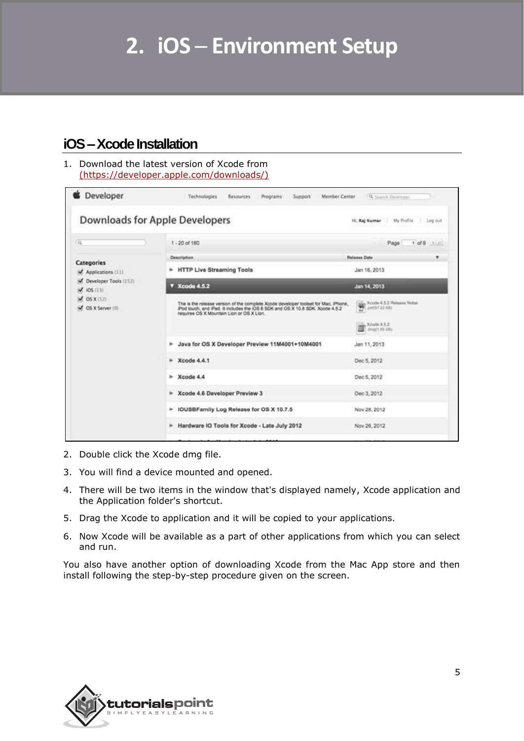# 2. iOS – Environment Setup

## iOS – Xcode Installation

1. Download the latest version of Xcode from (https://developer.apple.com/downloads/)

2. Double click the Xcode dmg file.

3. You will find a device mounted and opened.

4. There will be two items in the window that's displayed namely, Xcode application and the Application folder's shortcut.

5. Drag the Xcode to application and it will be copied to your applications.

6. Now Xcode will be available as a part of other applications from which you can select and run.

You also have another option of downloading Xcode from the Mac App store and then install following the step-by-step procedure given on the screen.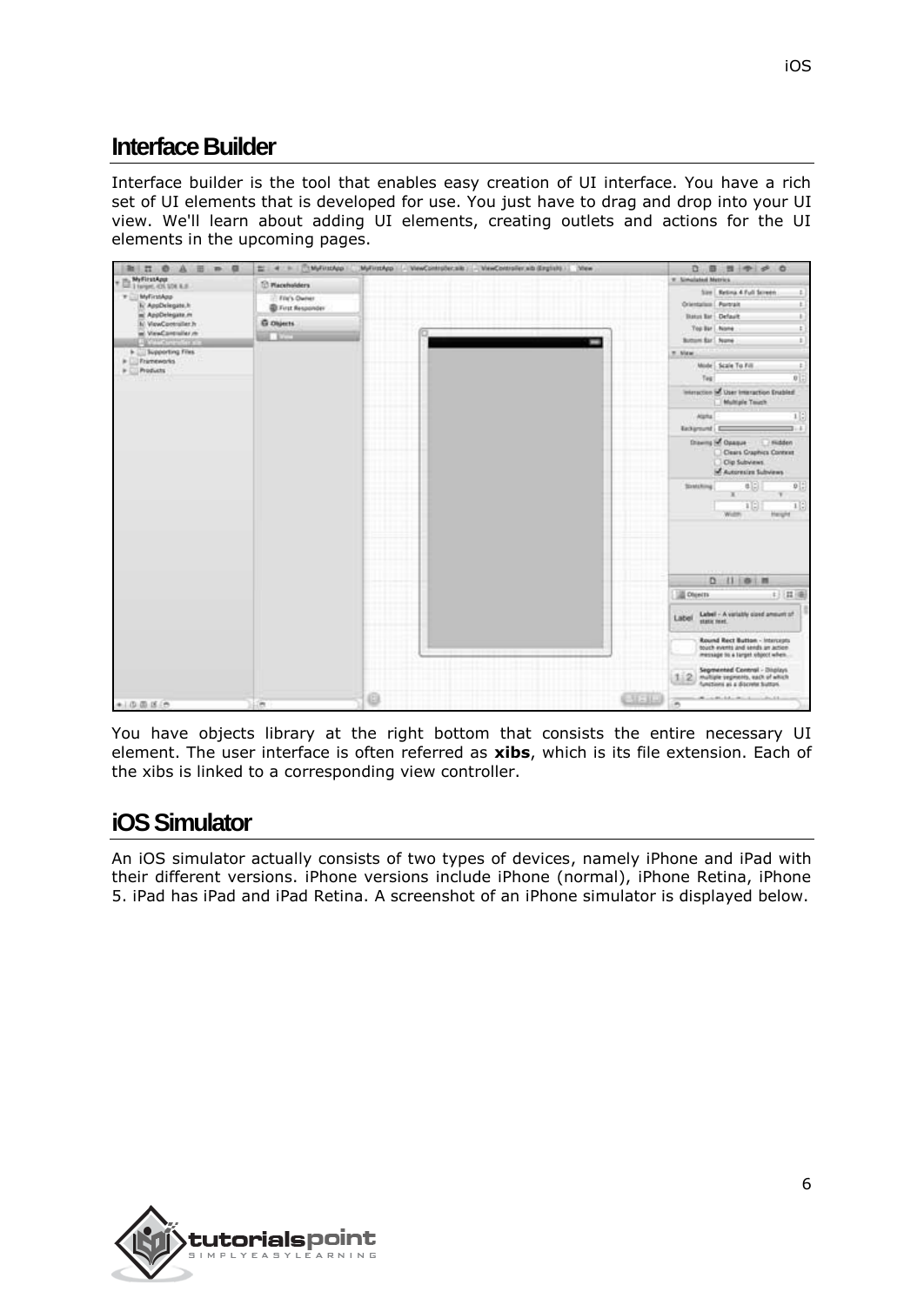## Interface Builder

Interface builder is the tool that enables easy creation of UI interface. You have a rich set of UI elements that is developed for use. You just have to drag and drop into your UI view. We'll learn about adding UI elements, creating outlets and actions for the UI elements in the upcoming pages.

You have objects library at the right bottom that consists the entire necessary UI element. The user interface is often referred as **xibs**, which is its file extension. Each of the xibs is linked to a corresponding view controller.

## iOS Simulator

An iOS simulator actually consists of two types of devices, namely iPhone and iPad with their different versions. iPhone versions include iPhone (normal), iPhone Retina, iPhone 5. iPad has iPad and iPad Retina. A screenshot of an iPhone simulator is displayed below.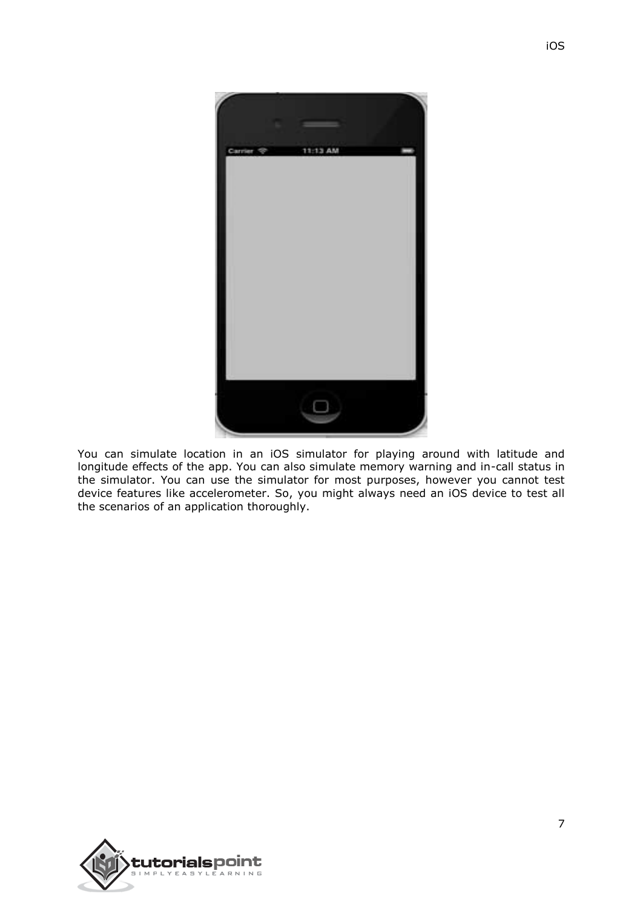You can simulate location in an iOS simulator for playing around with latitude and longitude effects of the app. You can also simulate memory warning and in-call status in the simulator. You can use the simulator for most purposes, however you cannot test device features like accelerometer. So, you might always need an iOS device to test all the scenarios of an application thoroughly.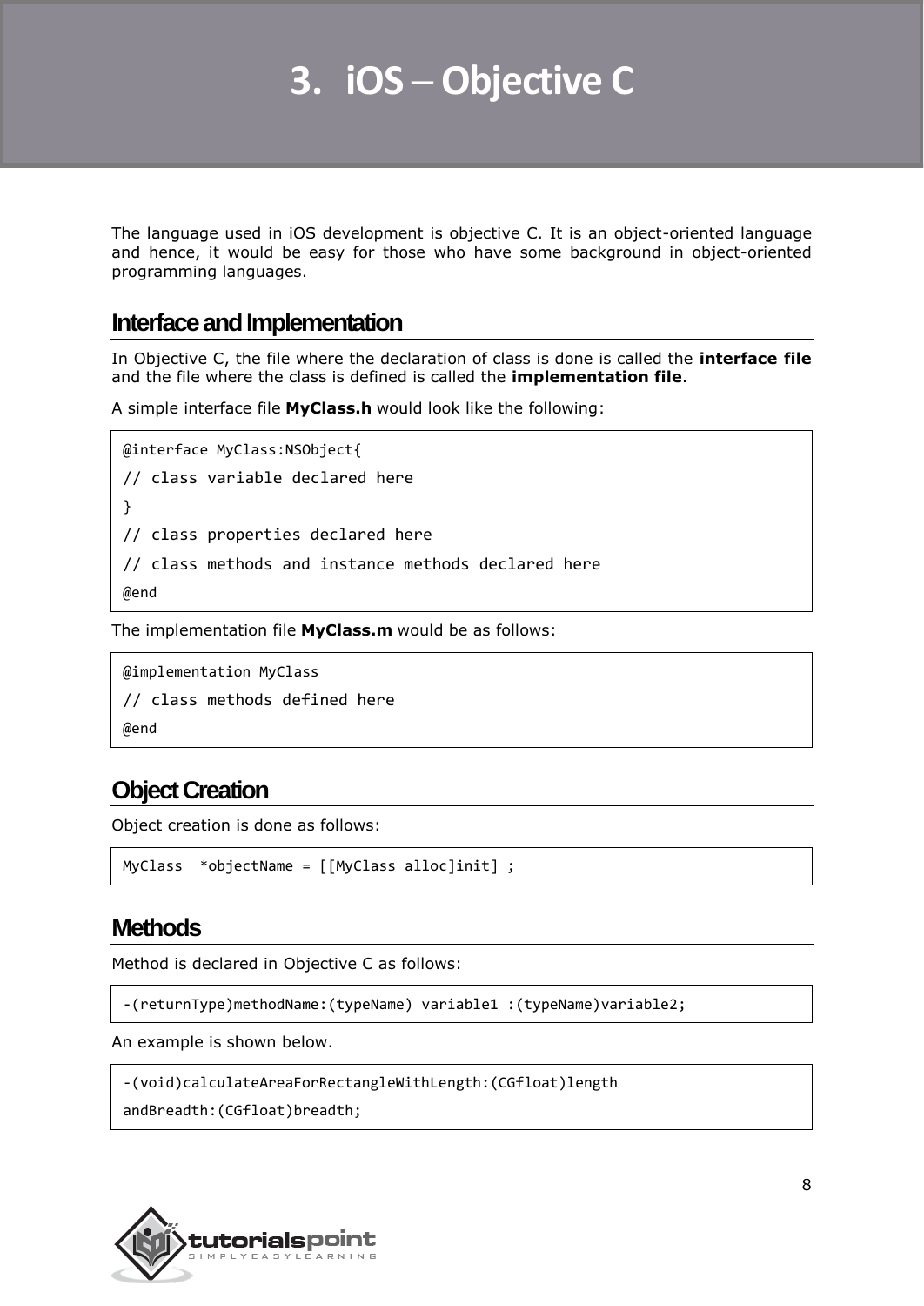# 3. iOS – Objective C

The language used in iOS development is objective C. It is an object-oriented language and hence, it would be easy for those who have some background in object-oriented programming languages.

## Interface and Implementation

In Objective C, the file where the declaration of class is done is called the **interface file** and the file where the class is defined is called the **implementation file**.

A simple interface file **MyClass.h** would look like the following:

```
@interface MyClass:NSObject{
// class variable declared here
}
// class properties declared here
// class methods and instance methods declared here
@end
```

The implementation file **MyClass.m** would be as follows:

```
@implementation MyClass
// class methods defined here
@end
```

## Object Creation

Object creation is done as follows:

```
MyClass  *objectName = [[MyClass alloc]init] ;
```

## Methods

Method is declared in Objective C as follows:

```
-(returnType)methodName:(typeName) variable1 :(typeName)variable2;
```

An example is shown below.

```
-(void)calculateAreaForRectangleWithLength:(CGfloat)length
andBreadth:(CGfloat)breadth;
```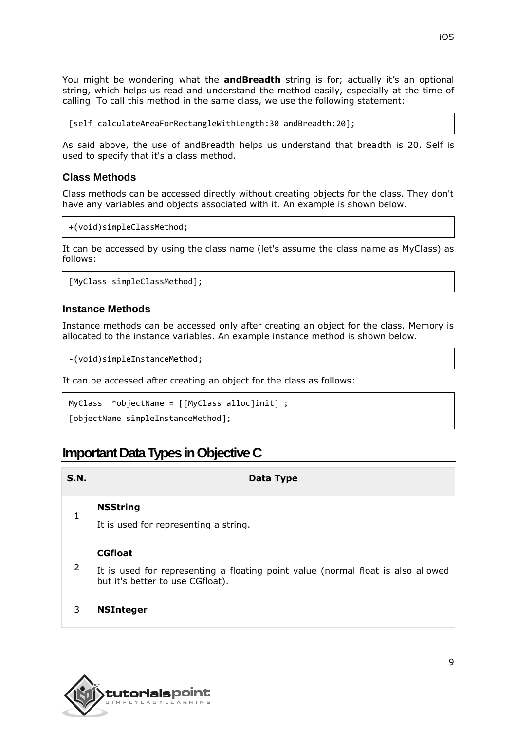You might be wondering what the **andBreadth** string is for; actually it's an optional string, which helps us read and understand the method easily, especially at the time of calling. To call this method in the same class, we use the following statement:

```
[self calculateAreaForRectangleWithLength:30 andBreadth:20];
```

As said above, the use of andBreadth helps us understand that breadth is 20. Self is used to specify that it's a class method.

### Class Methods

Class methods can be accessed directly without creating objects for the class. They don't have any variables and objects associated with it. An example is shown below.

```
+(void)simpleClassMethod;
```

It can be accessed by using the class name (let's assume the class name as MyClass) as follows:

```
[MyClass simpleClassMethod];
```

### Instance Methods

Instance methods can be accessed only after creating an object for the class. Memory is allocated to the instance variables. An example instance method is shown below.

```
-(void)simpleInstanceMethod;
```

It can be accessed after creating an object for the class as follows:

```
MyClass  *objectName = [[MyClass alloc]init] ;
[objectName simpleInstanceMethod];
```

## Important Data Types in Objective C

| S.N. | Data Type |
|---|---|
| 1 | **NSString**<br>It is used for representing a string. |
| 2 | **CGfloat**<br>It is used for representing a floating point value (normal float is also allowed but it's better to use CGfloat). |
| 3 | **NSInteger** |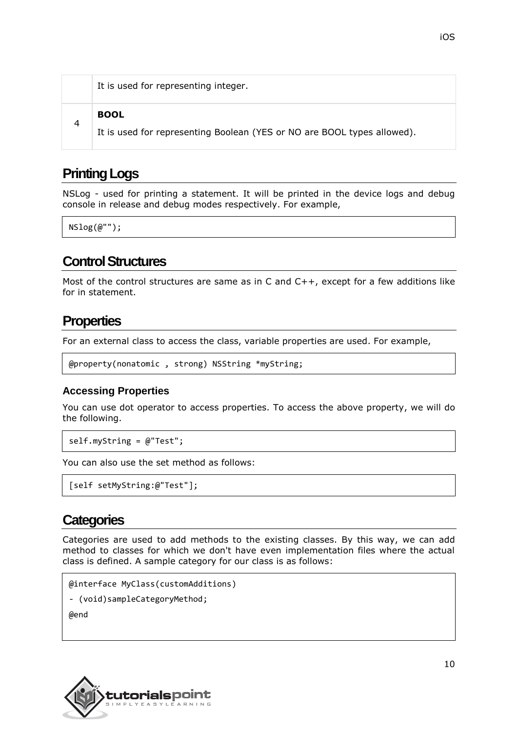|  | It is used for representing integer. |
|---|---|
| 4 | **BOOL**<br>It is used for representing Boolean (YES or NO are BOOL types allowed). |

## Printing Logs

NSLog - used for printing a statement. It will be printed in the device logs and debug console in release and debug modes respectively. For example,

```
NSlog(@"");
```

## Control Structures

Most of the control structures are same as in C and C++, except for a few additions like for in statement.

## Properties

For an external class to access the class, variable properties are used. For example,

```
@property(nonatomic , strong) NSString *myString;
```

### Accessing Properties

You can use dot operator to access properties. To access the above property, we will do the following.

```
self.myString = @"Test";
```

You can also use the set method as follows:

```
[self setMyString:@"Test"];
```

## Categories

Categories are used to add methods to the existing classes. By this way, we can add method to classes for which we don't have even implementation files where the actual class is defined. A sample category for our class is as follows:

```
@interface MyClass(customAdditions)
- (void)sampleCategoryMethod;
@end
```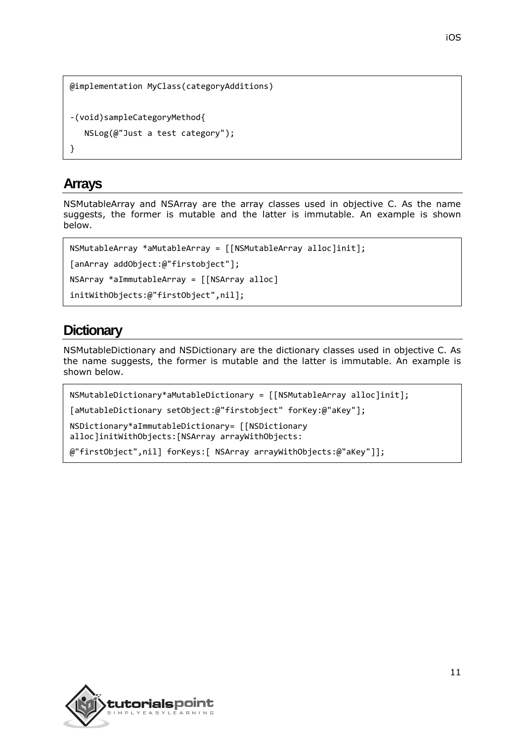```
@implementation MyClass(categoryAdditions)

-(void)sampleCategoryMethod{
   NSLog(@"Just a test category");
}
```

## Arrays

NSMutableArray and NSArray are the array classes used in objective C. As the name suggests, the former is mutable and the latter is immutable. An example is shown below.

```
NSMutableArray *aMutableArray = [[NSMutableArray alloc]init];
[anArray addObject:@"firstobject"];
NSArray *aImmutableArray = [[NSArray alloc]
initWithObjects:@"firstObject",nil];
```

## Dictionary

NSMutableDictionary and NSDictionary are the dictionary classes used in objective C. As the name suggests, the former is mutable and the latter is immutable. An example is shown below.

```
NSMutableDictionary*aMutableDictionary = [[NSMutableArray alloc]init];
[aMutableDictionary setObject:@"firstobject" forKey:@"aKey"];
NSDictionary*aImmutableDictionary= [[NSDictionary
alloc]initWithObjects:[NSArray arrayWithObjects:
@"firstObject",nil] forKeys:[ NSArray arrayWithObjects:@"aKey"]];
```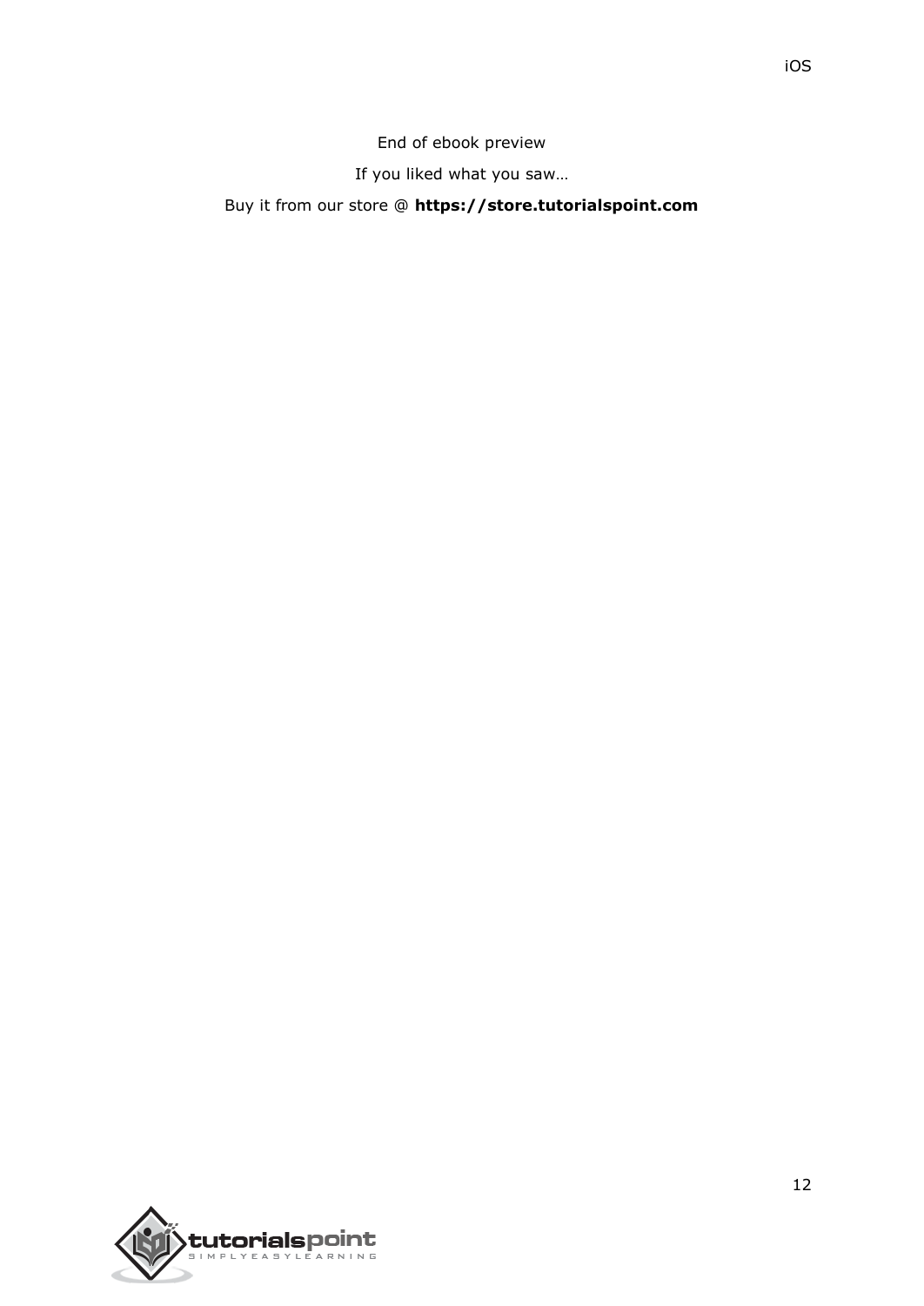End of ebook preview

If you liked what you saw…

Buy it from our store @ **https://store.tutorialspoint.com**